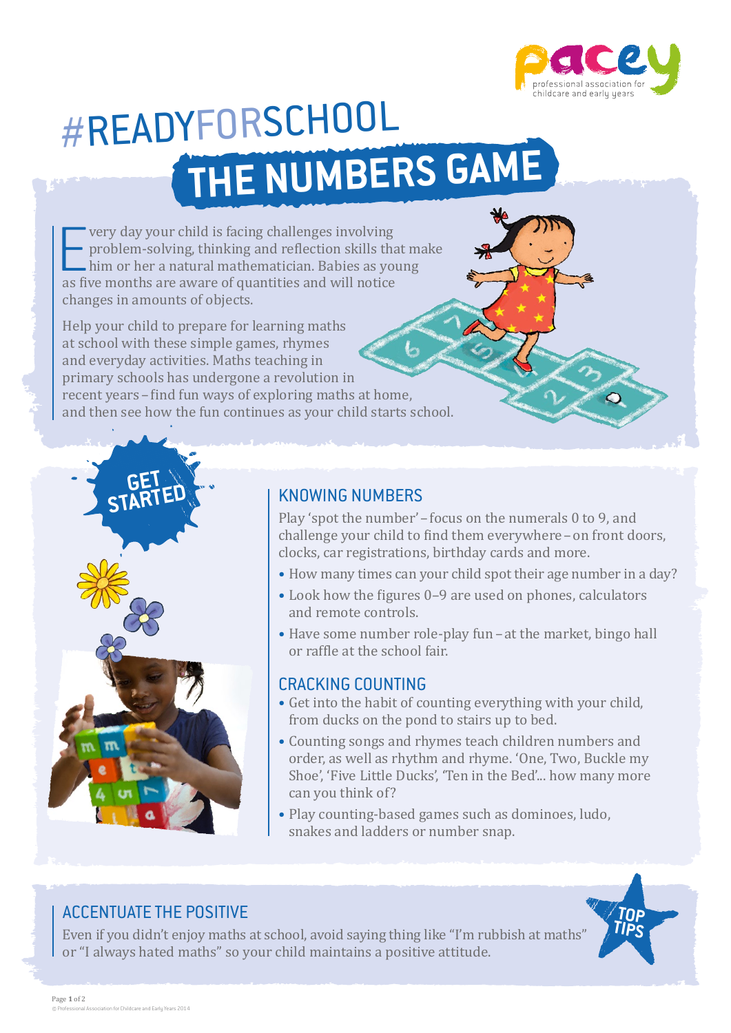# #READYFORSCHOOL

## THE NUMBERS GAME

Every day your child is facing challenges involving problem-solving, thinking and reflection skills that make him or her a natural mathematician. Babies as young as five months are aware of quantities and will notice changes in amounts of objects.

Help your child to prepare for learning maths at school with these simple games, rhymes and everyday activities. Maths teaching in primary schools has undergone a revolution in recent years – find fun ways of exploring maths at home, and then see how the fun continues as your child starts school.

## GET STARTED

### KNOWING NUMBERS

Play 'spot the number' – focus on the numerals 0 to 9, and challenge your child to find them everywhere – on front doors, clocks, car registrations, birthday cards and more.

- How many times can your child spot their age number in a day?
- Look how the figures 0–9 are used on phones, calculators and remote controls.
- Have some number role-play fun – at the market, bingo hall or raffle at the school fair.

### CRACKING COUNTING

- Get into the habit of counting everything with your child, from ducks on the pond to stairs up to bed.
- Counting songs and rhymes teach children numbers and order, as well as rhythm and rhyme. 'One, Two, Buckle my Shoe', 'Five Little Ducks', 'Ten in the Bed'... how many more can you think of?
- Play counting-based games such as dominoes, ludo, snakes and ladders or number snap.

## TOP TIPS

### ACCENTUATE THE POSITIVE

Even if you didn't enjoy maths at school, avoid saying thing like "I'm rubbish at maths" or "I always hated maths" so your child maintains a positive attitude.

© Professional Association for Childcare and Early Years 2014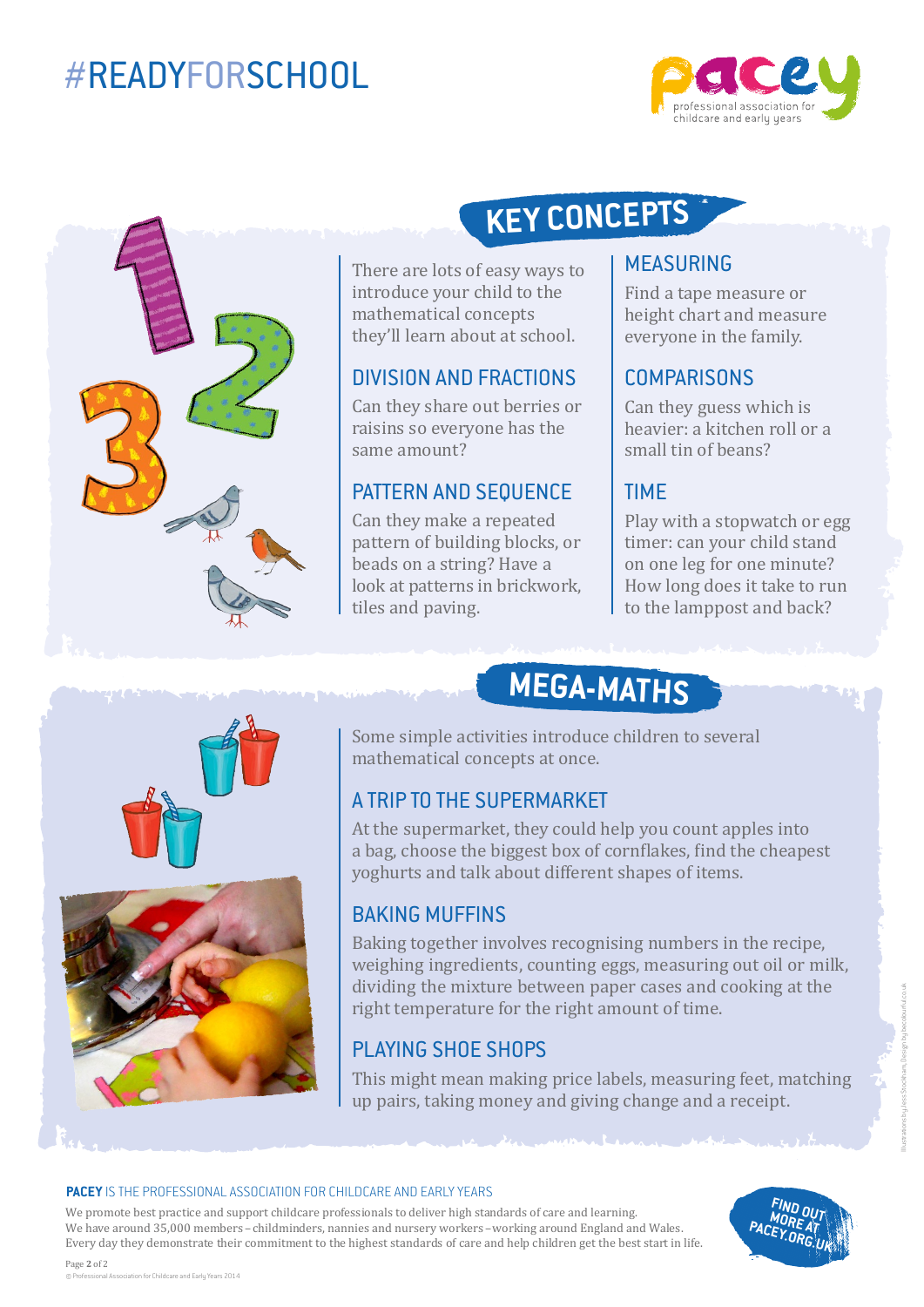# #READYFORSCHOOL

## KEY CONCEPTS

There are lots of easy ways to introduce your child to the mathematical concepts they'll learn about at school.

### DIVISION AND FRACTIONS

Can they share out berries or raisins so everyone has the same amount?

### PATTERN AND SEQUENCE

Can they make a repeated pattern of building blocks, or beads on a string? Have a look at patterns in brickwork, tiles and paving.

### MEASURING

Find a tape measure or height chart and measure everyone in the family.

### COMPARISONS

Can they guess which is heavier: a kitchen roll or a small tin of beans?

### TIME

Play with a stopwatch or egg timer: can your child stand on one leg for one minute? How long does it take to run to the lamppost and back?

## MEGA-MATHS

Some simple activities introduce children to several mathematical concepts at once.

### A TRIP TO THE SUPERMARKET

At the supermarket, they could help you count apples into a bag, choose the biggest box of cornflakes, find the cheapest yoghurts and talk about different shapes of items.

### BAKING MUFFINS

Baking together involves recognising numbers in the recipe, weighing ingredients, counting eggs, measuring out oil or milk, dividing the mixture between paper cases and cooking at the right temperature for the right amount of time.

### PLAYING SHOE SHOPS

This might mean making price labels, measuring feet, matching up pairs, taking money and giving change and a receipt.

**PACEY** IS THE PROFESSIONAL ASSOCIATION FOR CHILDCARE AND EARLY YEARS

We promote best practice and support childcare professionals to deliver high standards of care and learning. We have around 35,000 members – childminders, nannies and nursery workers – working around England and Wales. Every day they demonstrate their commitment to the highest standards of care and help children get the best start in life.

FIND OUT MORE AT PACEY.ORG.UK

© Professional Association for Childcare and Early Years 2014